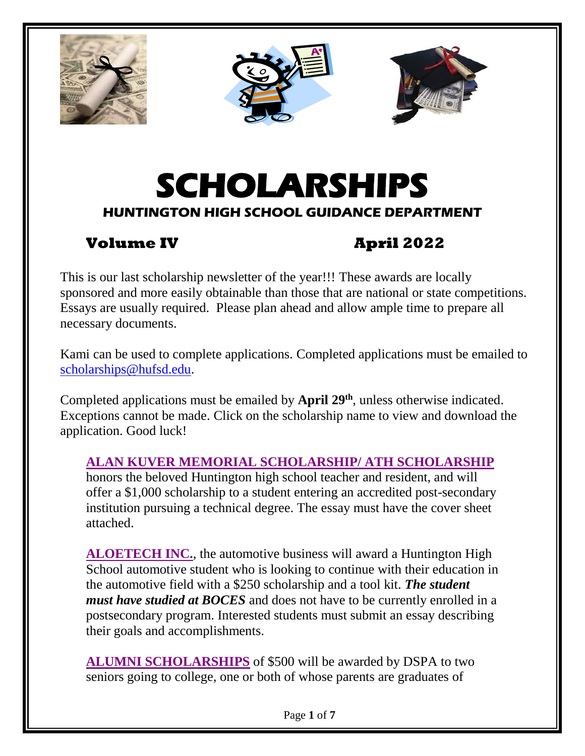# SCHOLARSHIPS

## HUNTINGTON HIGH SCHOOL GUIDANCE DEPARTMENT

**Volume IV** **April 2022**

This is our last scholarship newsletter of the year!!! These awards are locally sponsored and more easily obtainable than those that are national or state competitions. Essays are usually required. Please plan ahead and allow ample time to prepare all necessary documents.

Kami can be used to complete applications. Completed applications must be emailed to scholarships@hufsd.edu.

Completed applications must be emailed by **April 29th**, unless otherwise indicated. Exceptions cannot be made. Click on the scholarship name to view and download the application. Good luck!

**ALAN KUVER MEMORIAL SCHOLARSHIP/ ATH SCHOLARSHIP** honors the beloved Huntington high school teacher and resident, and will offer a $1,000 scholarship to a student entering an accredited post-secondary institution pursuing a technical degree. The essay must have the cover sheet attached.

**ALOETECH INC.**, the automotive business will award a Huntington High School automotive student who is looking to continue with their education in the automotive field with a $250 scholarship and a tool kit. ***The student must have studied at BOCES*** and does not have to be currently enrolled in a postsecondary program. Interested students must submit an essay describing their goals and accomplishments.

**ALUMNI SCHOLARSHIPS** of $500 will be awarded by DSPA to two seniors going to college, one or both of whose parents are graduates of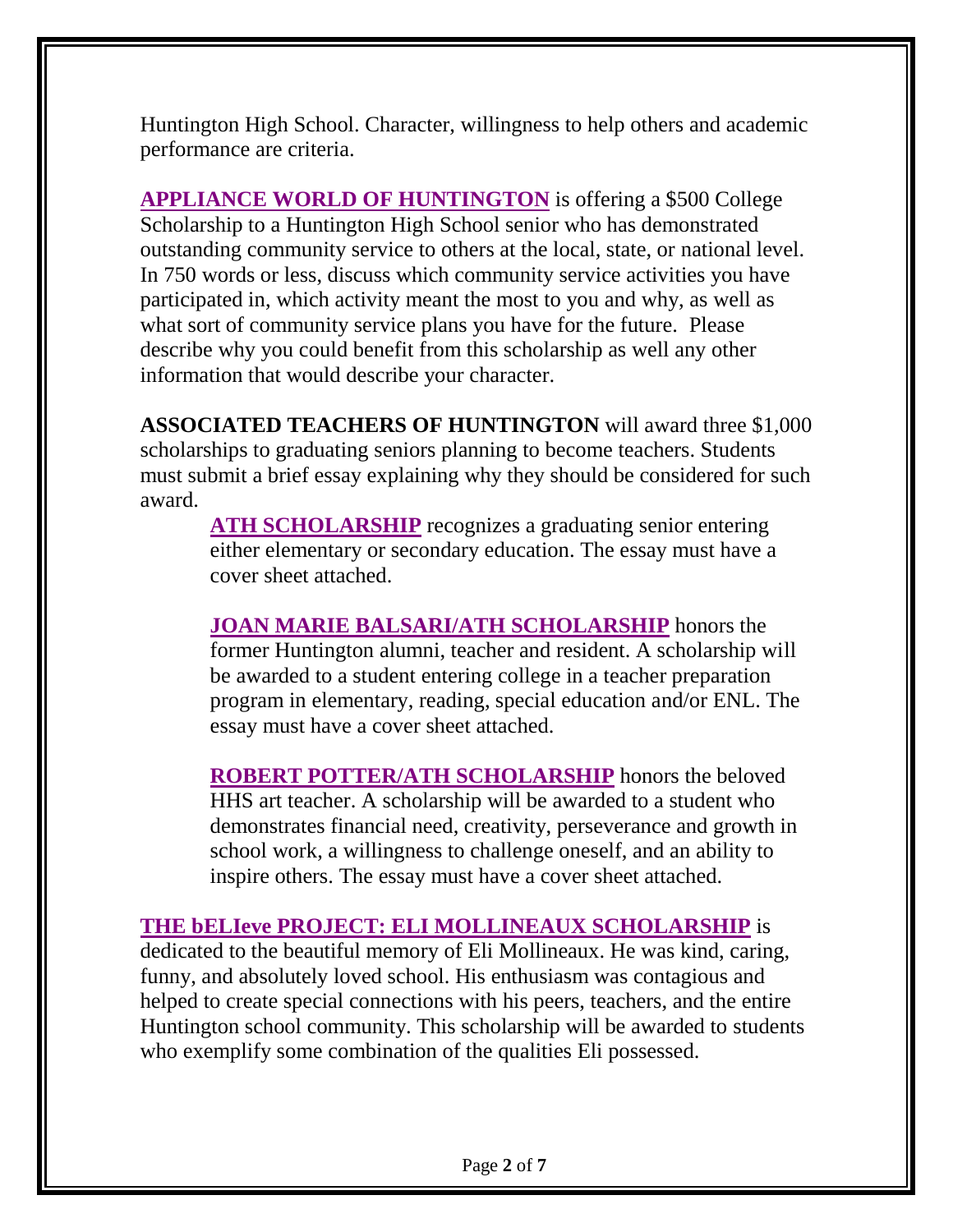Huntington High School. Character, willingness to help others and academic performance are criteria.

**APPLIANCE WORLD OF HUNTINGTON** is offering a $500 College Scholarship to a Huntington High School senior who has demonstrated outstanding community service to others at the local, state, or national level. In 750 words or less, discuss which community service activities you have participated in, which activity meant the most to you and why, as well as what sort of community service plans you have for the future. Please describe why you could benefit from this scholarship as well any other information that would describe your character.

**ASSOCIATED TEACHERS OF HUNTINGTON** will award three $1,000 scholarships to graduating seniors planning to become teachers. Students must submit a brief essay explaining why they should be considered for such award.

> **ATH SCHOLARSHIP** recognizes a graduating senior entering either elementary or secondary education. The essay must have a cover sheet attached.
>
> **JOAN MARIE BALSARI/ATH SCHOLARSHIP** honors the former Huntington alumni, teacher and resident. A scholarship will be awarded to a student entering college in a teacher preparation program in elementary, reading, special education and/or ENL. The essay must have a cover sheet attached.
>
> **ROBERT POTTER/ATH SCHOLARSHIP** honors the beloved HHS art teacher. A scholarship will be awarded to a student who demonstrates financial need, creativity, perseverance and growth in school work, a willingness to challenge oneself, and an ability to inspire others. The essay must have a cover sheet attached.

**THE bELIeve PROJECT: ELI MOLLINEAUX SCHOLARSHIP** is dedicated to the beautiful memory of Eli Mollineaux. He was kind, caring, funny, and absolutely loved school. His enthusiasm was contagious and helped to create special connections with his peers, teachers, and the entire Huntington school community. This scholarship will be awarded to students who exemplify some combination of the qualities Eli possessed.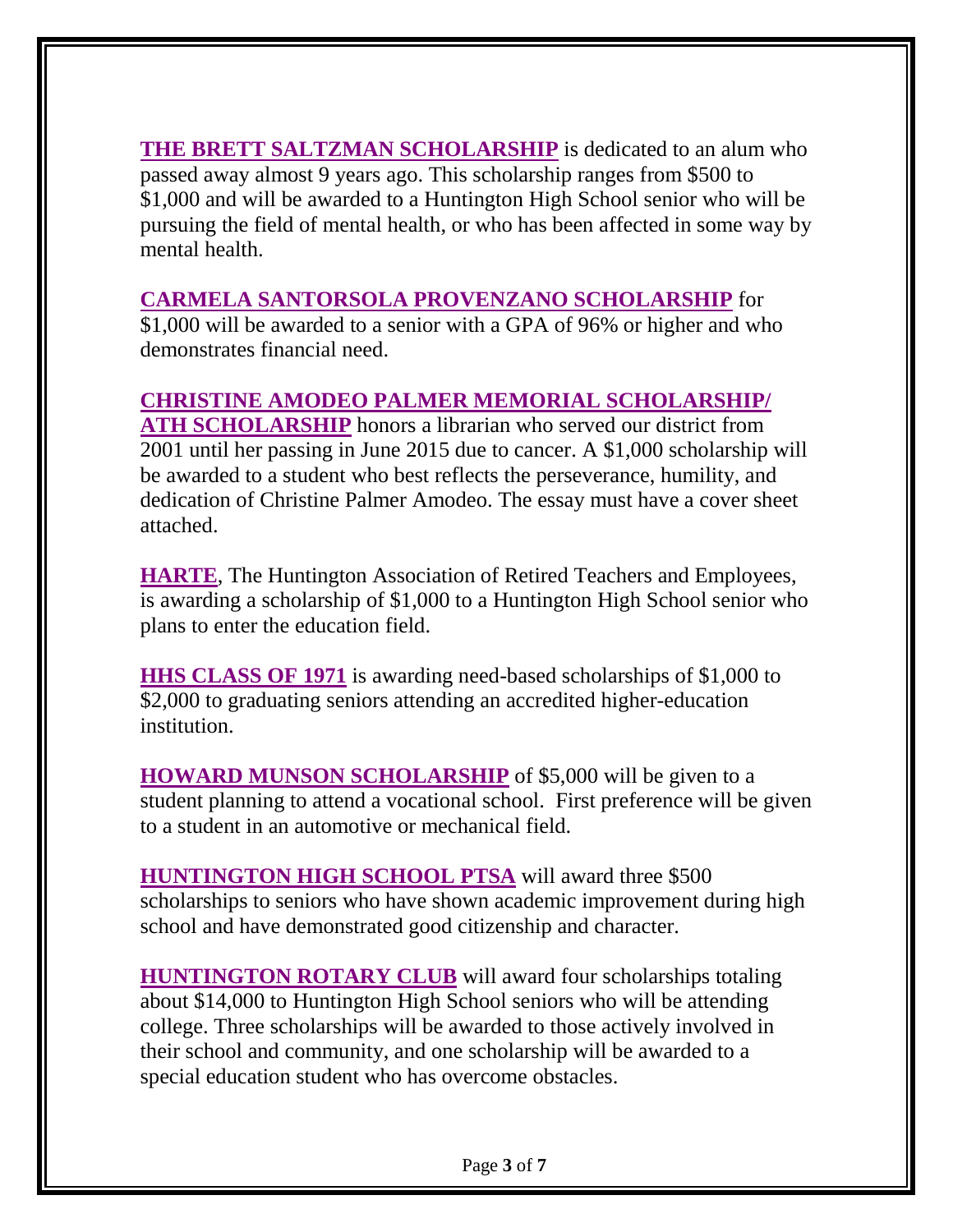**THE BRETT SALTZMAN SCHOLARSHIP** is dedicated to an alum who passed away almost 9 years ago. This scholarship ranges from $500 to $1,000 and will be awarded to a Huntington High School senior who will be pursuing the field of mental health, or who has been affected in some way by mental health.

**CARMELA SANTORSOLA PROVENZANO SCHOLARSHIP** for $1,000 will be awarded to a senior with a GPA of 96% or higher and who demonstrates financial need.

**CHRISTINE AMODEO PALMER MEMORIAL SCHOLARSHIP/ ATH SCHOLARSHIP** honors a librarian who served our district from 2001 until her passing in June 2015 due to cancer. A $1,000 scholarship will be awarded to a student who best reflects the perseverance, humility, and dedication of Christine Palmer Amodeo. The essay must have a cover sheet attached.

**HARTE**, The Huntington Association of Retired Teachers and Employees, is awarding a scholarship of $1,000 to a Huntington High School senior who plans to enter the education field.

**HHS CLASS OF 1971** is awarding need-based scholarships of $1,000 to $2,000 to graduating seniors attending an accredited higher-education institution.

**HOWARD MUNSON SCHOLARSHIP** of $5,000 will be given to a student planning to attend a vocational school. First preference will be given to a student in an automotive or mechanical field.

**HUNTINGTON HIGH SCHOOL PTSA** will award three $500 scholarships to seniors who have shown academic improvement during high school and have demonstrated good citizenship and character.

**HUNTINGTON ROTARY CLUB** will award four scholarships totaling about $14,000 to Huntington High School seniors who will be attending college. Three scholarships will be awarded to those actively involved in their school and community, and one scholarship will be awarded to a special education student who has overcome obstacles.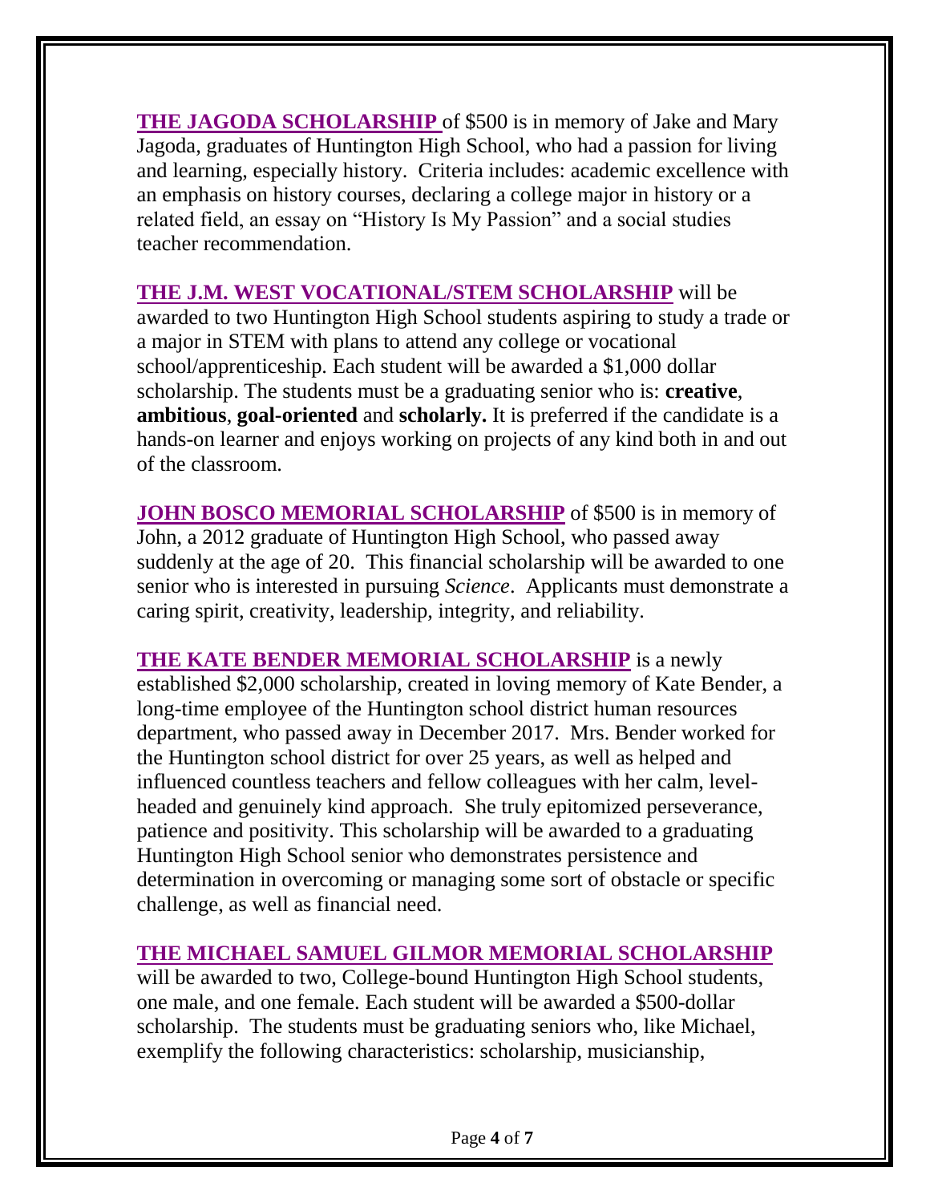**THE JAGODA SCHOLARSHIP** of $500 is in memory of Jake and Mary Jagoda, graduates of Huntington High School, who had a passion for living and learning, especially history. Criteria includes: academic excellence with an emphasis on history courses, declaring a college major in history or a related field, an essay on "History Is My Passion" and a social studies teacher recommendation.

**THE J.M. WEST VOCATIONAL/STEM SCHOLARSHIP** will be awarded to two Huntington High School students aspiring to study a trade or a major in STEM with plans to attend any college or vocational school/apprenticeship. Each student will be awarded a $1,000 dollar scholarship. The students must be a graduating senior who is: **creative**, **ambitious**, **goal-oriented** and **scholarly.** It is preferred if the candidate is a hands-on learner and enjoys working on projects of any kind both in and out of the classroom.

**JOHN BOSCO MEMORIAL SCHOLARSHIP** of $500 is in memory of John, a 2012 graduate of Huntington High School, who passed away suddenly at the age of 20. This financial scholarship will be awarded to one senior who is interested in pursuing *Science*. Applicants must demonstrate a caring spirit, creativity, leadership, integrity, and reliability.

**THE KATE BENDER MEMORIAL SCHOLARSHIP** is a newly established $2,000 scholarship, created in loving memory of Kate Bender, a long-time employee of the Huntington school district human resources department, who passed away in December 2017. Mrs. Bender worked for the Huntington school district for over 25 years, as well as helped and influenced countless teachers and fellow colleagues with her calm, level-headed and genuinely kind approach. She truly epitomized perseverance, patience and positivity. This scholarship will be awarded to a graduating Huntington High School senior who demonstrates persistence and determination in overcoming or managing some sort of obstacle or specific challenge, as well as financial need.

**THE MICHAEL SAMUEL GILMOR MEMORIAL SCHOLARSHIP** will be awarded to two, College-bound Huntington High School students, one male, and one female. Each student will be awarded a $500-dollar scholarship. The students must be graduating seniors who, like Michael, exemplify the following characteristics: scholarship, musicianship,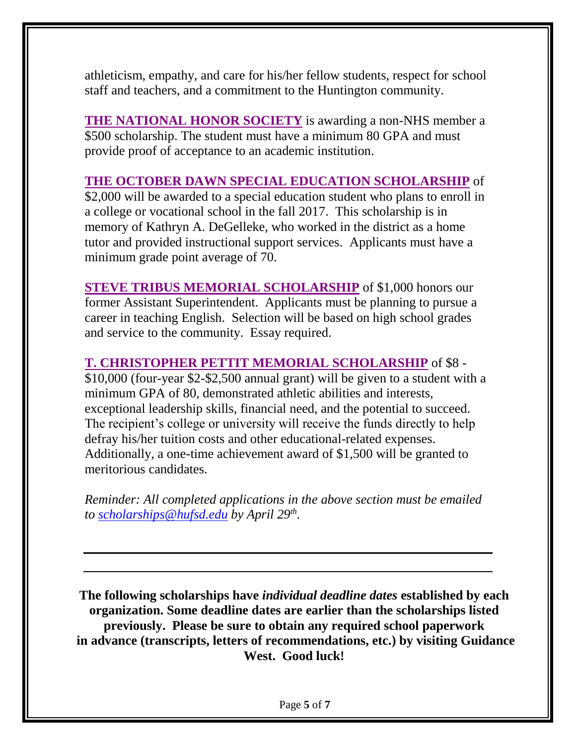athleticism, empathy, and care for his/her fellow students, respect for school staff and teachers, and a commitment to the Huntington community.

**THE NATIONAL HONOR SOCIETY** is awarding a non-NHS member a $500 scholarship. The student must have a minimum 80 GPA and must provide proof of acceptance to an academic institution.

**THE OCTOBER DAWN SPECIAL EDUCATION SCHOLARSHIP** of $2,000 will be awarded to a special education student who plans to enroll in a college or vocational school in the fall 2017. This scholarship is in memory of Kathryn A. DeGelleke, who worked in the district as a home tutor and provided instructional support services. Applicants must have a minimum grade point average of 70.

**STEVE TRIBUS MEMORIAL SCHOLARSHIP** of $1,000 honors our former Assistant Superintendent. Applicants must be planning to pursue a career in teaching English. Selection will be based on high school grades and service to the community. Essay required.

**T. CHRISTOPHER PETTIT MEMORIAL SCHOLARSHIP** of $8 - $10,000 (four-year $2-$2,500 annual grant) will be given to a student with a minimum GPA of 80, demonstrated athletic abilities and interests, exceptional leadership skills, financial need, and the potential to succeed. The recipient's college or university will receive the funds directly to help defray his/her tuition costs and other educational-related expenses. Additionally, a one-time achievement award of $1,500 will be granted to meritorious candidates.

*Reminder: All completed applications in the above section must be emailed to [scholarships@hufsd.edu](mailto:scholarships@hufsd.edu) by April 29th.*

---

**The following scholarships have *individual deadline dates* established by each organization. Some deadline dates are earlier than the scholarships listed previously. Please be sure to obtain any required school paperwork in advance (transcripts, letters of recommendations, etc.) by visiting Guidance West. Good luck!**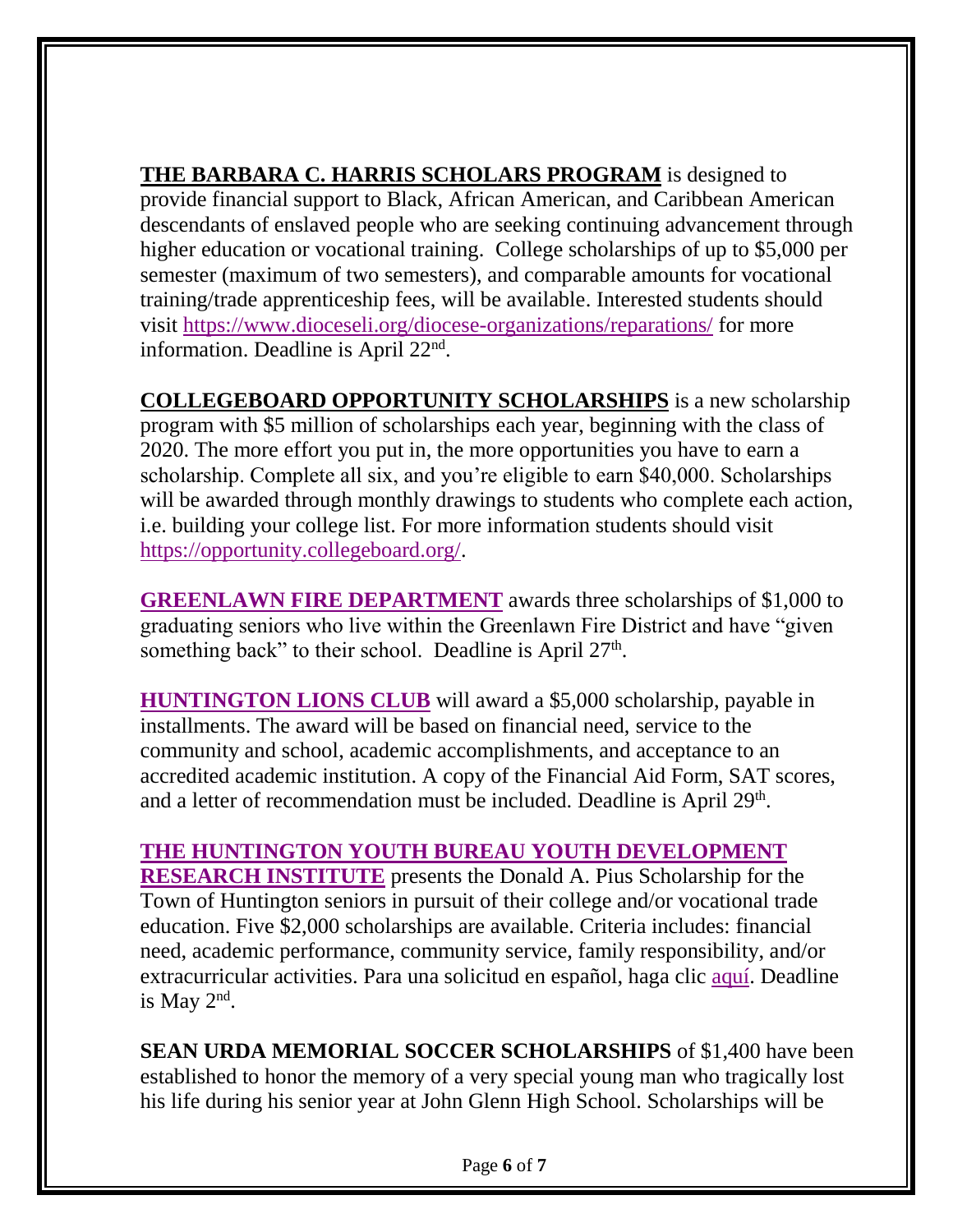**THE BARBARA C. HARRIS SCHOLARS PROGRAM** is designed to provide financial support to Black, African American, and Caribbean American descendants of enslaved people who are seeking continuing advancement through higher education or vocational training. College scholarships of up to $5,000 per semester (maximum of two semesters), and comparable amounts for vocational training/trade apprenticeship fees, will be available. Interested students should visit https://www.dioceseli.org/diocese-organizations/reparations/ for more information. Deadline is April 22nd.

**COLLEGEBOARD OPPORTUNITY SCHOLARSHIPS** is a new scholarship program with $5 million of scholarships each year, beginning with the class of 2020. The more effort you put in, the more opportunities you have to earn a scholarship. Complete all six, and you're eligible to earn $40,000. Scholarships will be awarded through monthly drawings to students who complete each action, i.e. building your college list. For more information students should visit https://opportunity.collegeboard.org/.

**GREENLAWN FIRE DEPARTMENT** awards three scholarships of $1,000 to graduating seniors who live within the Greenlawn Fire District and have "given something back" to their school. Deadline is April 27th.

**HUNTINGTON LIONS CLUB** will award a $5,000 scholarship, payable in installments. The award will be based on financial need, service to the community and school, academic accomplishments, and acceptance to an accredited academic institution. A copy of the Financial Aid Form, SAT scores, and a letter of recommendation must be included. Deadline is April 29th.

**THE HUNTINGTON YOUTH BUREAU YOUTH DEVELOPMENT RESEARCH INSTITUTE** presents the Donald A. Pius Scholarship for the Town of Huntington seniors in pursuit of their college and/or vocational trade education. Five $2,000 scholarships are available. Criteria includes: financial need, academic performance, community service, family responsibility, and/or extracurricular activities. Para una solicitud en español, haga clic aquí. Deadline is May 2nd.

**SEAN URDA MEMORIAL SOCCER SCHOLARSHIPS** of $1,400 have been established to honor the memory of a very special young man who tragically lost his life during his senior year at John Glenn High School. Scholarships will be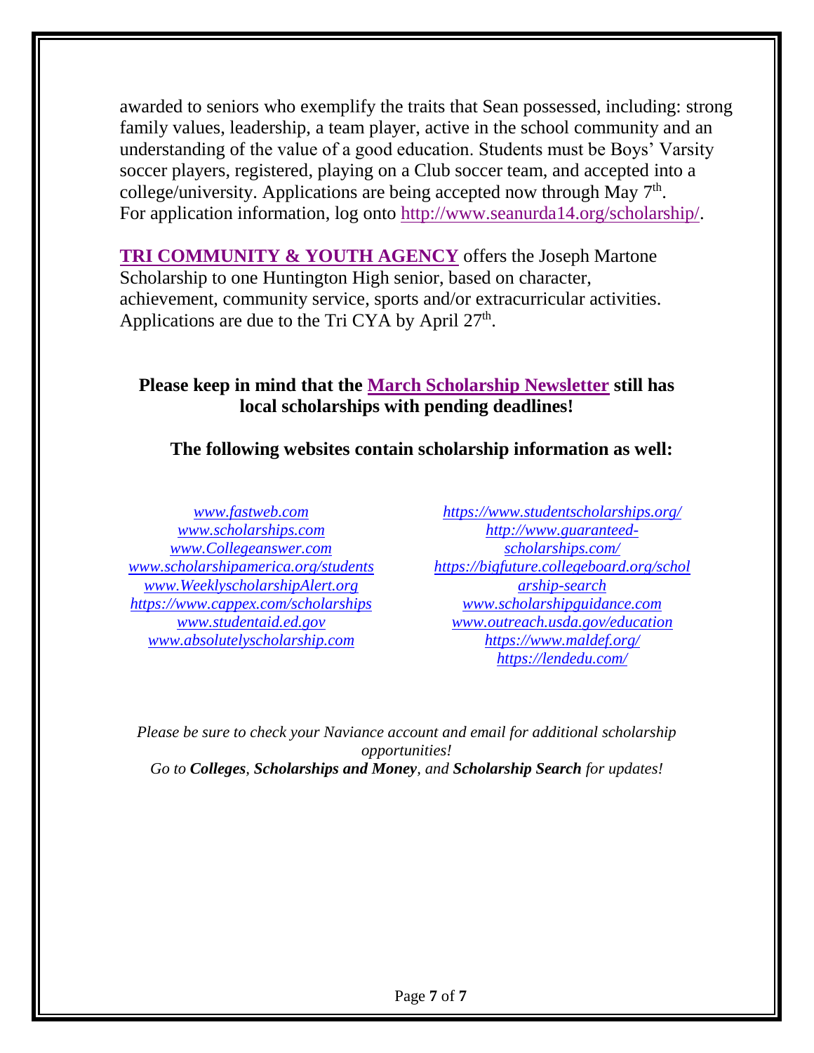awarded to seniors who exemplify the traits that Sean possessed, including: strong family values, leadership, a team player, active in the school community and an understanding of the value of a good education. Students must be Boys' Varsity soccer players, registered, playing on a Club soccer team, and accepted into a college/university. Applications are being accepted now through May 7th. For application information, log onto http://www.seanurda14.org/scholarship/.

**TRI COMMUNITY & YOUTH AGENCY** offers the Joseph Martone Scholarship to one Huntington High senior, based on character, achievement, community service, sports and/or extracurricular activities. Applications are due to the Tri CYA by April 27th.

**Please keep in mind that the March Scholarship Newsletter still has local scholarships with pending deadlines!**

**The following websites contain scholarship information as well:**

*www.fastweb.com*
*www.scholarships.com*
*www.Collegeanswer.com*
*www.scholarshipamerica.org/students*
*www.WeeklyscholarshipAlert.org*
*https://www.cappex.com/scholarships*
*www.studentaid.ed.gov*
*www.absolutelyscholarship.com*
*https://www.studentscholarships.org/*
*http://www.guaranteed-scholarships.com/*
*https://bigfuture.collegeboard.org/scholarship-search*
*www.scholarshipguidance.com*
*www.outreach.usda.gov/education*
*https://www.maldef.org/*
*https://lendedu.com/*

*Please be sure to check your Naviance account and email for additional scholarship opportunities!*
*Go to **Colleges**, **Scholarships and Money**, and **Scholarship Search** for updates!*